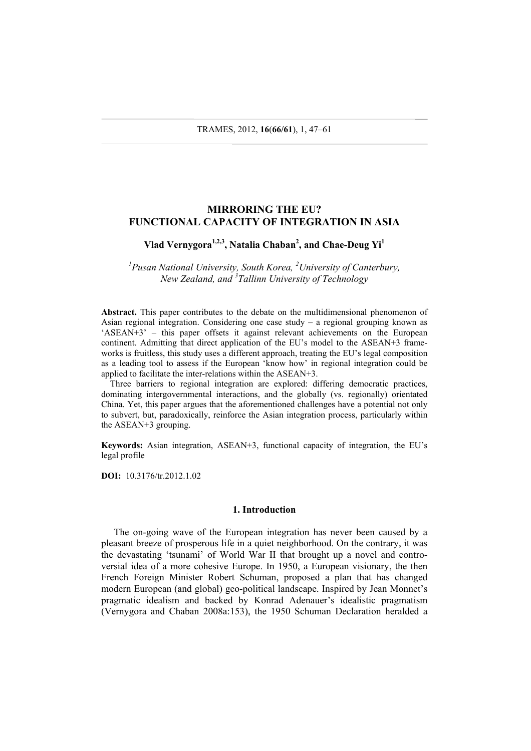# MIRRORING THE EU? FUNCTIONAL CAPACITY OF INTEGRATION IN ASIA

**Vlad Vernygora[1,2,3], Natalia Chaban[2], and Chae-Deug Yi[1]**

*[1]Pusan National University, South Korea, [2]University of Canterbury, New Zealand, and [3]Tallinn University of Technology*

**Abstract.** This paper contributes to the debate on the multidimensional phenomenon of Asian regional integration. Considering one case study – a regional grouping known as 'ASEAN+3' – this paper offsets it against relevant achievements on the European continent. Admitting that direct application of the EU's model to the ASEAN+3 frameworks is fruitless, this study uses a different approach, treating the EU's legal composition as a leading tool to assess if the European 'know how' in regional integration could be applied to facilitate the inter-relations within the ASEAN+3.

Three barriers to regional integration are explored: differing democratic practices, dominating intergovernmental interactions, and the globally (vs. regionally) orientated China. Yet, this paper argues that the aforementioned challenges have a potential not only to subvert, but, paradoxically, reinforce the Asian integration process, particularly within the ASEAN+3 grouping.

**Keywords:** Asian integration, ASEAN+3, functional capacity of integration, the EU's legal profile

**DOI:** 10.3176/tr.2012.1.02

## 1. Introduction

The on-going wave of the European integration has never been caused by a pleasant breeze of prosperous life in a quiet neighborhood. On the contrary, it was the devastating 'tsunami' of World War II that brought up a novel and controversial idea of a more cohesive Europe. In 1950, a European visionary, the then French Foreign Minister Robert Schuman, proposed a plan that has changed modern European (and global) geo-political landscape. Inspired by Jean Monnet's pragmatic idealism and backed by Konrad Adenauer's idealistic pragmatism (Vernygora and Chaban 2008a:153), the 1950 Schuman Declaration heralded a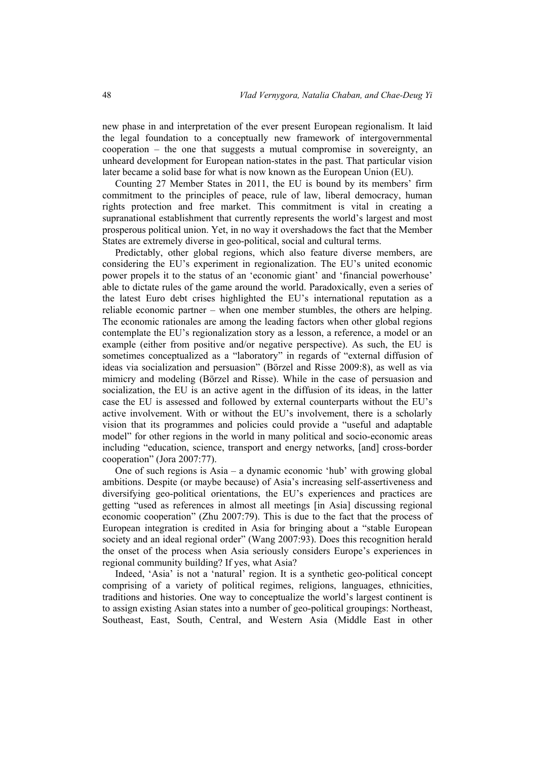new phase in and interpretation of the ever present European regionalism. It laid the legal foundation to a conceptually new framework of intergovernmental cooperation – the one that suggests a mutual compromise in sovereignty, an unheard development for European nation-states in the past. That particular vision later became a solid base for what is now known as the European Union (EU).

Counting 27 Member States in 2011, the EU is bound by its members' firm commitment to the principles of peace, rule of law, liberal democracy, human rights protection and free market. This commitment is vital in creating a supranational establishment that currently represents the world's largest and most prosperous political union. Yet, in no way it overshadows the fact that the Member States are extremely diverse in geo-political, social and cultural terms.

Predictably, other global regions, which also feature diverse members, are considering the EU's experiment in regionalization. The EU's united economic power propels it to the status of an 'economic giant' and 'financial powerhouse' able to dictate rules of the game around the world. Paradoxically, even a series of the latest Euro debt crises highlighted the EU's international reputation as a reliable economic partner – when one member stumbles, the others are helping. The economic rationales are among the leading factors when other global regions contemplate the EU's regionalization story as a lesson, a reference, a model or an example (either from positive and/or negative perspective). As such, the EU is sometimes conceptualized as a "laboratory" in regards of "external diffusion of ideas via socialization and persuasion" (Börzel and Risse 2009:8), as well as via mimicry and modeling (Börzel and Risse). While in the case of persuasion and socialization, the EU is an active agent in the diffusion of its ideas, in the latter case the EU is assessed and followed by external counterparts without the EU's active involvement. With or without the EU's involvement, there is a scholarly vision that its programmes and policies could provide a "useful and adaptable model" for other regions in the world in many political and socio-economic areas including "education, science, transport and energy networks, [and] cross-border cooperation" (Jora 2007:77).

One of such regions is Asia – a dynamic economic 'hub' with growing global ambitions. Despite (or maybe because) of Asia's increasing self-assertiveness and diversifying geo-political orientations, the EU's experiences and practices are getting "used as references in almost all meetings [in Asia] discussing regional economic cooperation" (Zhu 2007:79). This is due to the fact that the process of European integration is credited in Asia for bringing about a "stable European society and an ideal regional order" (Wang 2007:93). Does this recognition herald the onset of the process when Asia seriously considers Europe's experiences in regional community building? If yes, what Asia?

Indeed, 'Asia' is not a 'natural' region. It is a synthetic geo-political concept comprising of a variety of political regimes, religions, languages, ethnicities, traditions and histories. One way to conceptualize the world's largest continent is to assign existing Asian states into a number of geo-political groupings: Northeast, Southeast, East, South, Central, and Western Asia (Middle East in other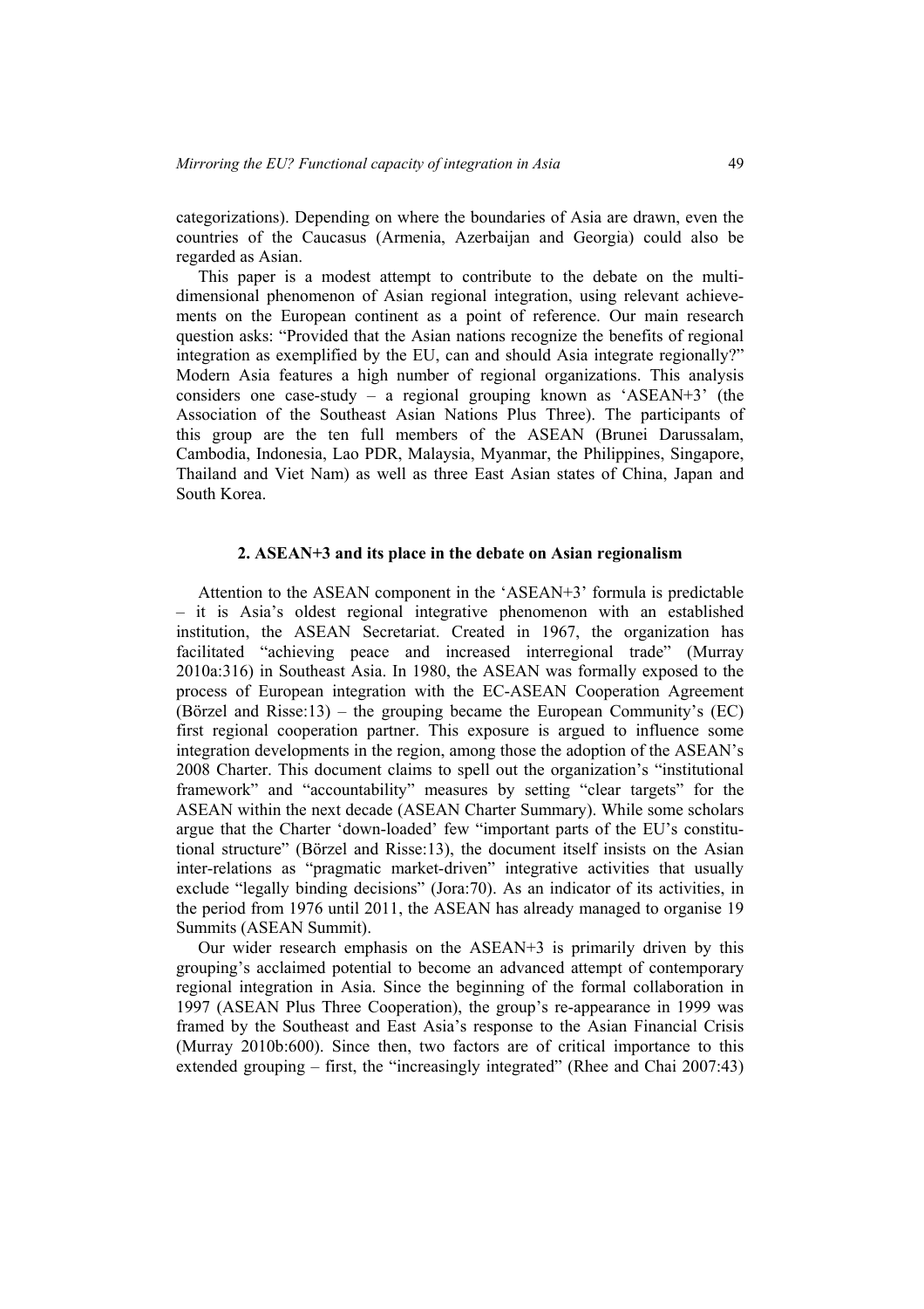categorizations). Depending on where the boundaries of Asia are drawn, even the countries of the Caucasus (Armenia, Azerbaijan and Georgia) could also be regarded as Asian.

This paper is a modest attempt to contribute to the debate on the multi-dimensional phenomenon of Asian regional integration, using relevant achievements on the European continent as a point of reference. Our main research question asks: "Provided that the Asian nations recognize the benefits of regional integration as exemplified by the EU, can and should Asia integrate regionally?" Modern Asia features a high number of regional organizations. This analysis considers one case-study – a regional grouping known as 'ASEAN+3' (the Association of the Southeast Asian Nations Plus Three). The participants of this group are the ten full members of the ASEAN (Brunei Darussalam, Cambodia, Indonesia, Lao PDR, Malaysia, Myanmar, the Philippines, Singapore, Thailand and Viet Nam) as well as three East Asian states of China, Japan and South Korea.

## 2. ASEAN+3 and its place in the debate on Asian regionalism

Attention to the ASEAN component in the 'ASEAN+3' formula is predictable – it is Asia's oldest regional integrative phenomenon with an established institution, the ASEAN Secretariat. Created in 1967, the organization has facilitated "achieving peace and increased interregional trade" (Murray 2010a:316) in Southeast Asia. In 1980, the ASEAN was formally exposed to the process of European integration with the EC-ASEAN Cooperation Agreement (Börzel and Risse:13) – the grouping became the European Community's (EC) first regional cooperation partner. This exposure is argued to influence some integration developments in the region, among those the adoption of the ASEAN's 2008 Charter. This document claims to spell out the organization's "institutional framework" and "accountability" measures by setting "clear targets" for the ASEAN within the next decade (ASEAN Charter Summary). While some scholars argue that the Charter 'down-loaded' few "important parts of the EU's constitutional structure" (Börzel and Risse:13), the document itself insists on the Asian inter-relations as "pragmatic market-driven" integrative activities that usually exclude "legally binding decisions" (Jora:70). As an indicator of its activities, in the period from 1976 until 2011, the ASEAN has already managed to organise 19 Summits (ASEAN Summit).

Our wider research emphasis on the ASEAN+3 is primarily driven by this grouping's acclaimed potential to become an advanced attempt of contemporary regional integration in Asia. Since the beginning of the formal collaboration in 1997 (ASEAN Plus Three Cooperation), the group's re-appearance in 1999 was framed by the Southeast and East Asia's response to the Asian Financial Crisis (Murray 2010b:600). Since then, two factors are of critical importance to this extended grouping – first, the "increasingly integrated" (Rhee and Chai 2007:43)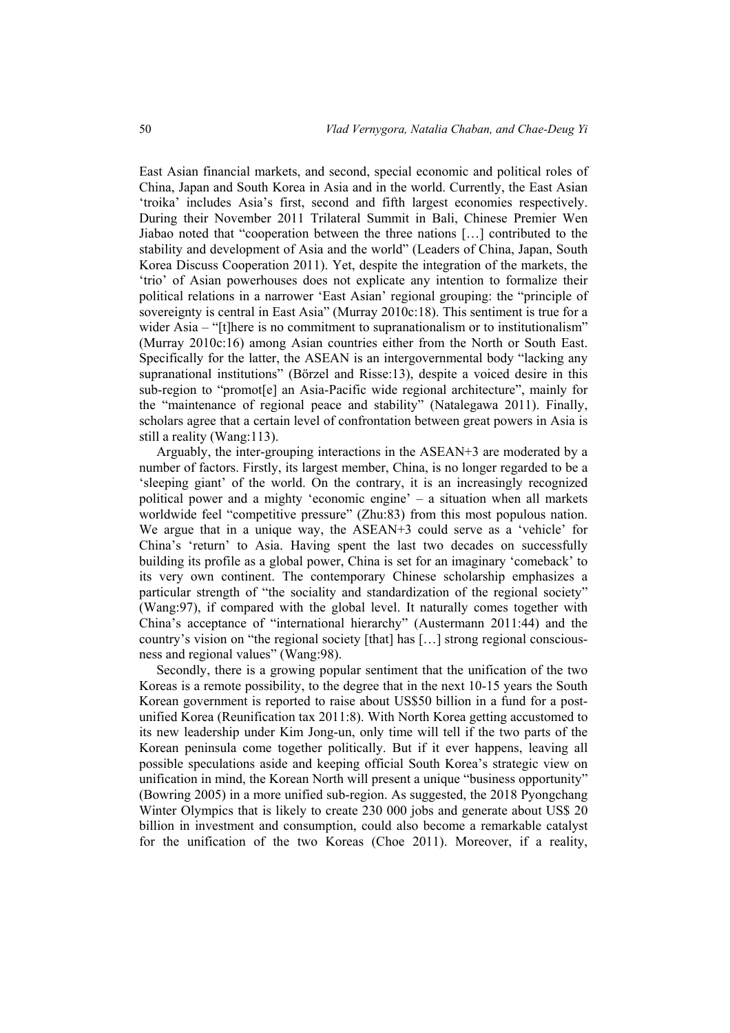East Asian financial markets, and second, special economic and political roles of China, Japan and South Korea in Asia and in the world. Currently, the East Asian 'troika' includes Asia's first, second and fifth largest economies respectively. During their November 2011 Trilateral Summit in Bali, Chinese Premier Wen Jiabao noted that "cooperation between the three nations […] contributed to the stability and development of Asia and the world" (Leaders of China, Japan, South Korea Discuss Cooperation 2011). Yet, despite the integration of the markets, the 'trio' of Asian powerhouses does not explicate any intention to formalize their political relations in a narrower 'East Asian' regional grouping: the "principle of sovereignty is central in East Asia" (Murray 2010c:18). This sentiment is true for a wider Asia – "[t]here is no commitment to supranationalism or to institutionalism" (Murray 2010c:16) among Asian countries either from the North or South East. Specifically for the latter, the ASEAN is an intergovernmental body "lacking any supranational institutions" (Börzel and Risse:13), despite a voiced desire in this sub-region to "promot[e] an Asia-Pacific wide regional architecture", mainly for the "maintenance of regional peace and stability" (Natalegawa 2011). Finally, scholars agree that a certain level of confrontation between great powers in Asia is still a reality (Wang:113).

Arguably, the inter-grouping interactions in the ASEAN+3 are moderated by a number of factors. Firstly, its largest member, China, is no longer regarded to be a 'sleeping giant' of the world. On the contrary, it is an increasingly recognized political power and a mighty 'economic engine' – a situation when all markets worldwide feel "competitive pressure" (Zhu:83) from this most populous nation. We argue that in a unique way, the ASEAN+3 could serve as a 'vehicle' for China's 'return' to Asia. Having spent the last two decades on successfully building its profile as a global power, China is set for an imaginary 'comeback' to its very own continent. The contemporary Chinese scholarship emphasizes a particular strength of "the sociality and standardization of the regional society" (Wang:97), if compared with the global level. It naturally comes together with China's acceptance of "international hierarchy" (Austermann 2011:44) and the country's vision on "the regional society [that] has […] strong regional consciousness and regional values" (Wang:98).

Secondly, there is a growing popular sentiment that the unification of the two Koreas is a remote possibility, to the degree that in the next 10-15 years the South Korean government is reported to raise about US$50 billion in a fund for a post-unified Korea (Reunification tax 2011:8). With North Korea getting accustomed to its new leadership under Kim Jong-un, only time will tell if the two parts of the Korean peninsula come together politically. But if it ever happens, leaving all possible speculations aside and keeping official South Korea's strategic view on unification in mind, the Korean North will present a unique "business opportunity" (Bowring 2005) in a more unified sub-region. As suggested, the 2018 Pyongchang Winter Olympics that is likely to create 230 000 jobs and generate about US$ 20 billion in investment and consumption, could also become a remarkable catalyst for the unification of the two Koreas (Choe 2011). Moreover, if a reality,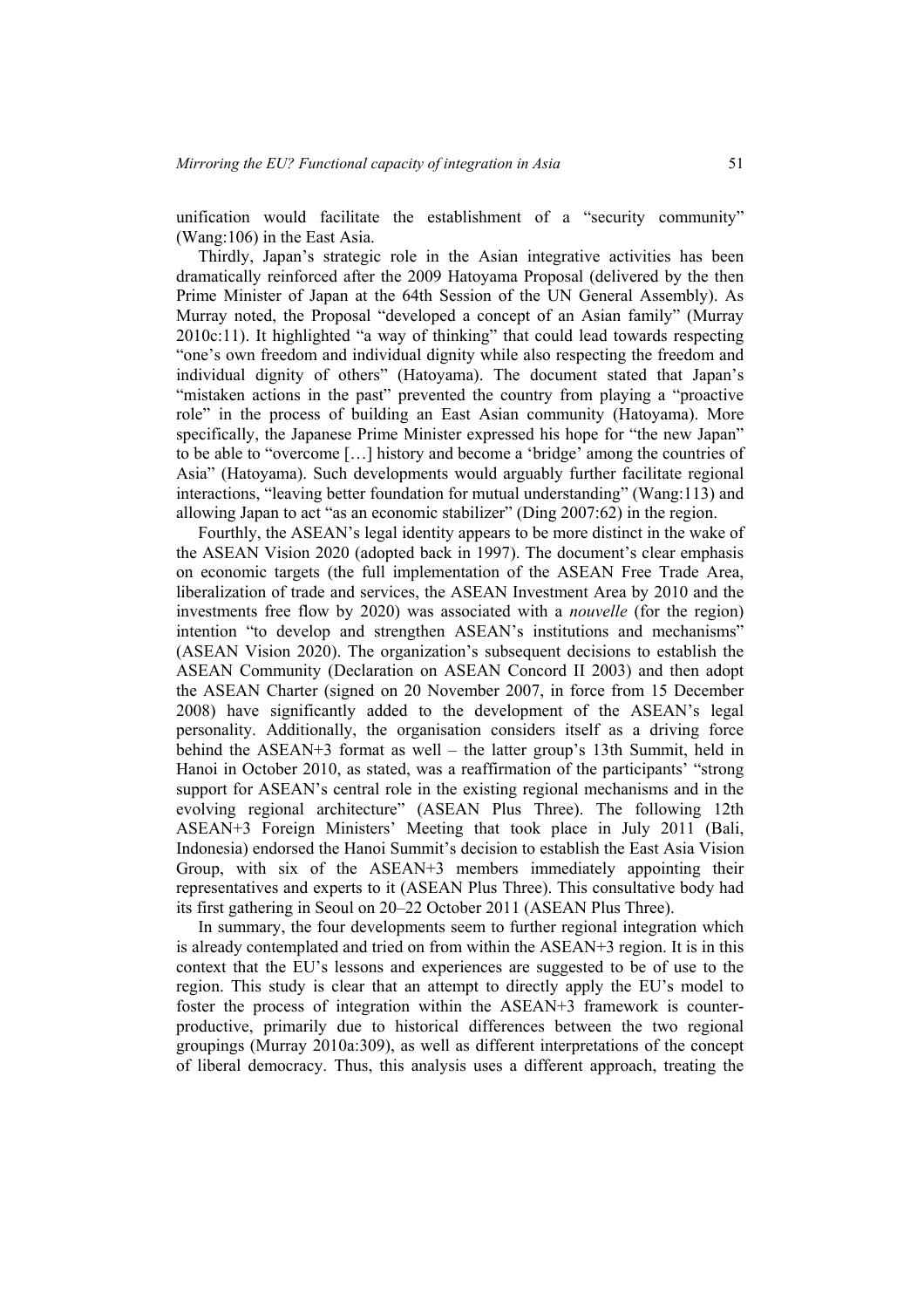unification would facilitate the establishment of a "security community" (Wang:106) in the East Asia.

Thirdly, Japan's strategic role in the Asian integrative activities has been dramatically reinforced after the 2009 Hatoyama Proposal (delivered by the then Prime Minister of Japan at the 64th Session of the UN General Assembly). As Murray noted, the Proposal "developed a concept of an Asian family" (Murray 2010c:11). It highlighted "a way of thinking" that could lead towards respecting "one's own freedom and individual dignity while also respecting the freedom and individual dignity of others" (Hatoyama). The document stated that Japan's "mistaken actions in the past" prevented the country from playing a "proactive role" in the process of building an East Asian community (Hatoyama). More specifically, the Japanese Prime Minister expressed his hope for "the new Japan" to be able to "overcome […] history and become a 'bridge' among the countries of Asia" (Hatoyama). Such developments would arguably further facilitate regional interactions, "leaving better foundation for mutual understanding" (Wang:113) and allowing Japan to act "as an economic stabilizer" (Ding 2007:62) in the region.

Fourthly, the ASEAN's legal identity appears to be more distinct in the wake of the ASEAN Vision 2020 (adopted back in 1997). The document's clear emphasis on economic targets (the full implementation of the ASEAN Free Trade Area, liberalization of trade and services, the ASEAN Investment Area by 2010 and the investments free flow by 2020) was associated with a *nouvelle* (for the region) intention "to develop and strengthen ASEAN's institutions and mechanisms" (ASEAN Vision 2020). The organization's subsequent decisions to establish the ASEAN Community (Declaration on ASEAN Concord II 2003) and then adopt the ASEAN Charter (signed on 20 November 2007, in force from 15 December 2008) have significantly added to the development of the ASEAN's legal personality. Additionally, the organisation considers itself as a driving force behind the ASEAN+3 format as well – the latter group's 13th Summit, held in Hanoi in October 2010, as stated, was a reaffirmation of the participants' "strong support for ASEAN's central role in the existing regional mechanisms and in the evolving regional architecture" (ASEAN Plus Three). The following 12th ASEAN+3 Foreign Ministers' Meeting that took place in July 2011 (Bali, Indonesia) endorsed the Hanoi Summit's decision to establish the East Asia Vision Group, with six of the ASEAN+3 members immediately appointing their representatives and experts to it (ASEAN Plus Three). This consultative body had its first gathering in Seoul on 20–22 October 2011 (ASEAN Plus Three).

In summary, the four developments seem to further regional integration which is already contemplated and tried on from within the ASEAN+3 region. It is in this context that the EU's lessons and experiences are suggested to be of use to the region. This study is clear that an attempt to directly apply the EU's model to foster the process of integration within the ASEAN+3 framework is counter-productive, primarily due to historical differences between the two regional groupings (Murray 2010a:309), as well as different interpretations of the concept of liberal democracy. Thus, this analysis uses a different approach, treating the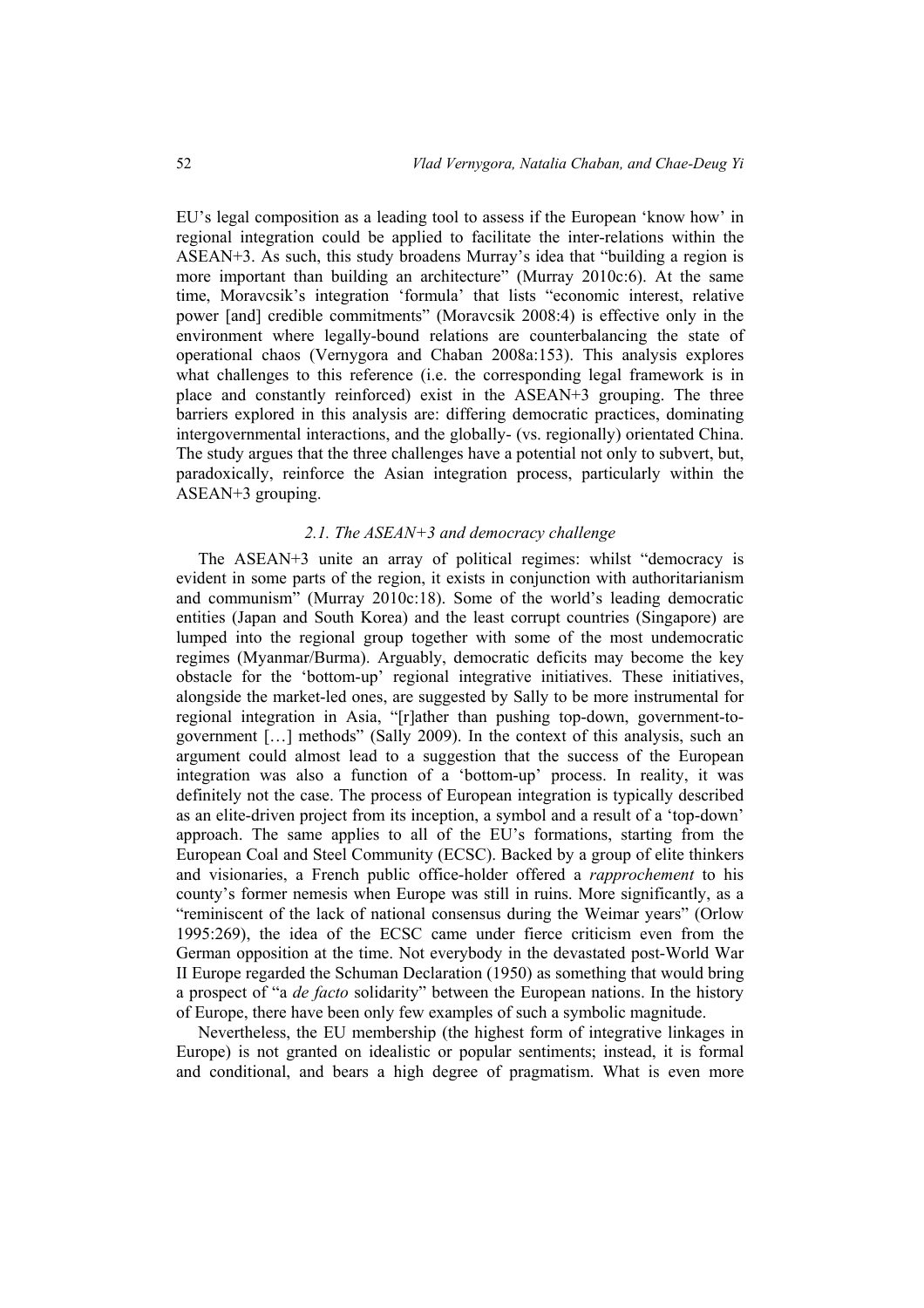EU's legal composition as a leading tool to assess if the European 'know how' in regional integration could be applied to facilitate the inter-relations within the ASEAN+3. As such, this study broadens Murray's idea that "building a region is more important than building an architecture" (Murray 2010c:6). At the same time, Moravcsik's integration 'formula' that lists "economic interest, relative power [and] credible commitments" (Moravcsik 2008:4) is effective only in the environment where legally-bound relations are counterbalancing the state of operational chaos (Vernygora and Chaban 2008a:153). This analysis explores what challenges to this reference (i.e. the corresponding legal framework is in place and constantly reinforced) exist in the ASEAN+3 grouping. The three barriers explored in this analysis are: differing democratic practices, dominating intergovernmental interactions, and the globally- (vs. regionally) orientated China. The study argues that the three challenges have a potential not only to subvert, but, paradoxically, reinforce the Asian integration process, particularly within the ASEAN+3 grouping.

### *2.1. The ASEAN+3 and democracy challenge*

The ASEAN+3 unite an array of political regimes: whilst "democracy is evident in some parts of the region, it exists in conjunction with authoritarianism and communism" (Murray 2010c:18). Some of the world's leading democratic entities (Japan and South Korea) and the least corrupt countries (Singapore) are lumped into the regional group together with some of the most undemocratic regimes (Myanmar/Burma). Arguably, democratic deficits may become the key obstacle for the 'bottom-up' regional integrative initiatives. These initiatives, alongside the market-led ones, are suggested by Sally to be more instrumental for regional integration in Asia, "[r]ather than pushing top-down, government-to-government […] methods" (Sally 2009). In the context of this analysis, such an argument could almost lead to a suggestion that the success of the European integration was also a function of a 'bottom-up' process. In reality, it was definitely not the case. The process of European integration is typically described as an elite-driven project from its inception, a symbol and a result of a 'top-down' approach. The same applies to all of the EU's formations, starting from the European Coal and Steel Community (ECSC). Backed by a group of elite thinkers and visionaries, a French public office-holder offered a *rapprochement* to his county's former nemesis when Europe was still in ruins. More significantly, as a "reminiscent of the lack of national consensus during the Weimar years" (Orlow 1995:269), the idea of the ECSC came under fierce criticism even from the German opposition at the time. Not everybody in the devastated post-World War II Europe regarded the Schuman Declaration (1950) as something that would bring a prospect of "a *de facto* solidarity" between the European nations. In the history of Europe, there have been only few examples of such a symbolic magnitude.

Nevertheless, the EU membership (the highest form of integrative linkages in Europe) is not granted on idealistic or popular sentiments; instead, it is formal and conditional, and bears a high degree of pragmatism. What is even more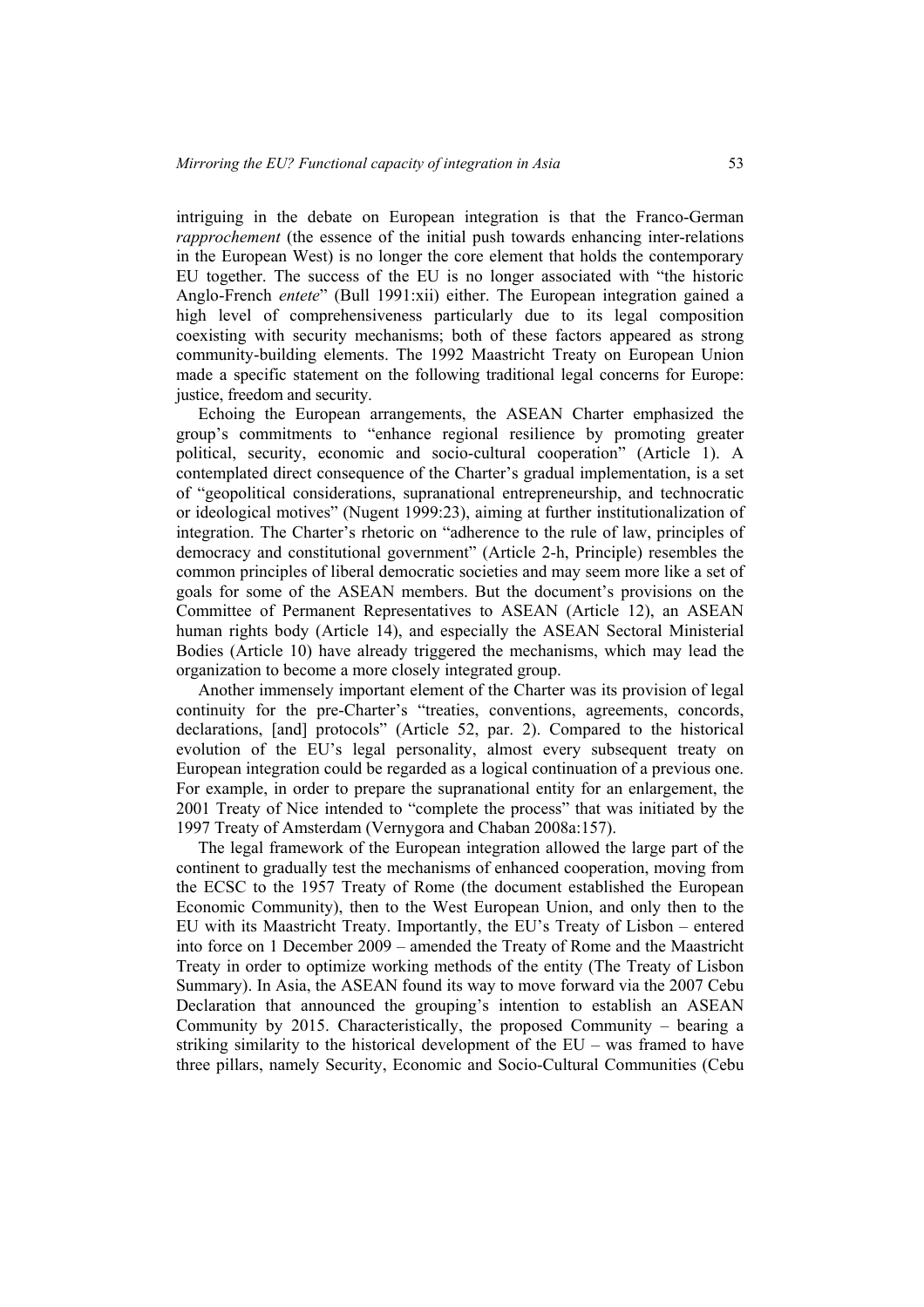intriguing in the debate on European integration is that the Franco-German *rapprochement* (the essence of the initial push towards enhancing inter-relations in the European West) is no longer the core element that holds the contemporary EU together. The success of the EU is no longer associated with "the historic Anglo-French *entete*" (Bull 1991:xii) either. The European integration gained a high level of comprehensiveness particularly due to its legal composition coexisting with security mechanisms; both of these factors appeared as strong community-building elements. The 1992 Maastricht Treaty on European Union made a specific statement on the following traditional legal concerns for Europe: justice, freedom and security.

Echoing the European arrangements, the ASEAN Charter emphasized the group's commitments to "enhance regional resilience by promoting greater political, security, economic and socio-cultural cooperation" (Article 1). A contemplated direct consequence of the Charter's gradual implementation, is a set of "geopolitical considerations, supranational entrepreneurship, and technocratic or ideological motives" (Nugent 1999:23), aiming at further institutionalization of integration. The Charter's rhetoric on "adherence to the rule of law, principles of democracy and constitutional government" (Article 2-h, Principle) resembles the common principles of liberal democratic societies and may seem more like a set of goals for some of the ASEAN members. But the document's provisions on the Committee of Permanent Representatives to ASEAN (Article 12), an ASEAN human rights body (Article 14), and especially the ASEAN Sectoral Ministerial Bodies (Article 10) have already triggered the mechanisms, which may lead the organization to become a more closely integrated group.

Another immensely important element of the Charter was its provision of legal continuity for the pre-Charter's "treaties, conventions, agreements, concords, declarations, [and] protocols" (Article 52, par. 2). Compared to the historical evolution of the EU's legal personality, almost every subsequent treaty on European integration could be regarded as a logical continuation of a previous one. For example, in order to prepare the supranational entity for an enlargement, the 2001 Treaty of Nice intended to "complete the process" that was initiated by the 1997 Treaty of Amsterdam (Vernygora and Chaban 2008a:157).

The legal framework of the European integration allowed the large part of the continent to gradually test the mechanisms of enhanced cooperation, moving from the ECSC to the 1957 Treaty of Rome (the document established the European Economic Community), then to the West European Union, and only then to the EU with its Maastricht Treaty. Importantly, the EU's Treaty of Lisbon – entered into force on 1 December 2009 – amended the Treaty of Rome and the Maastricht Treaty in order to optimize working methods of the entity (The Treaty of Lisbon Summary). In Asia, the ASEAN found its way to move forward via the 2007 Cebu Declaration that announced the grouping's intention to establish an ASEAN Community by 2015. Characteristically, the proposed Community – bearing a striking similarity to the historical development of the EU – was framed to have three pillars, namely Security, Economic and Socio-Cultural Communities (Cebu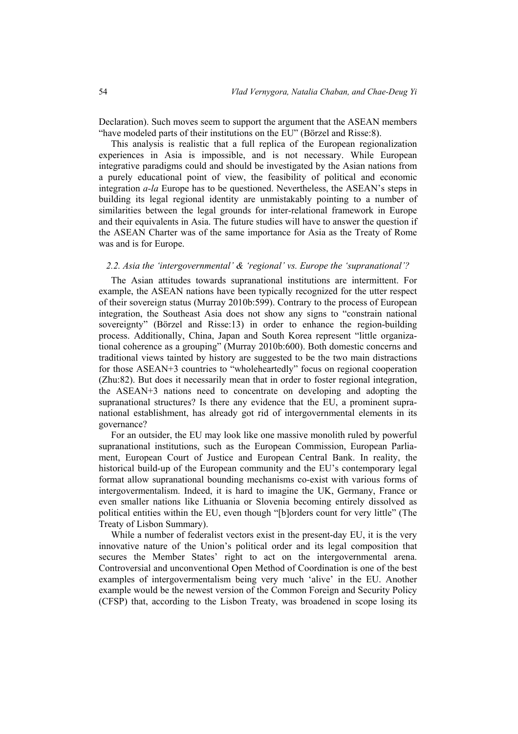Declaration). Such moves seem to support the argument that the ASEAN members "have modeled parts of their institutions on the EU" (Börzel and Risse:8).

This analysis is realistic that a full replica of the European regionalization experiences in Asia is impossible, and is not necessary. While European integrative paradigms could and should be investigated by the Asian nations from a purely educational point of view, the feasibility of political and economic integration *a-la* Europe has to be questioned. Nevertheless, the ASEAN's steps in building its legal regional identity are unmistakably pointing to a number of similarities between the legal grounds for inter-relational framework in Europe and their equivalents in Asia. The future studies will have to answer the question if the ASEAN Charter was of the same importance for Asia as the Treaty of Rome was and is for Europe.

### *2.2. Asia the 'intergovernmental' & 'regional' vs. Europe the 'supranational'?*

The Asian attitudes towards supranational institutions are intermittent. For example, the ASEAN nations have been typically recognized for the utter respect of their sovereign status (Murray 2010b:599). Contrary to the process of European integration, the Southeast Asia does not show any signs to "constrain national sovereignty" (Börzel and Risse:13) in order to enhance the region-building process. Additionally, China, Japan and South Korea represent "little organizational coherence as a grouping" (Murray 2010b:600). Both domestic concerns and traditional views tainted by history are suggested to be the two main distractions for those ASEAN+3 countries to "wholeheartedly" focus on regional cooperation (Zhu:82). But does it necessarily mean that in order to foster regional integration, the ASEAN+3 nations need to concentrate on developing and adopting the supranational structures? Is there any evidence that the EU, a prominent supranational establishment, has already got rid of intergovernmental elements in its governance?

For an outsider, the EU may look like one massive monolith ruled by powerful supranational institutions, such as the European Commission, European Parliament, European Court of Justice and European Central Bank. In reality, the historical build-up of the European community and the EU's contemporary legal format allow supranational bounding mechanisms co-exist with various forms of intergovermentalism. Indeed, it is hard to imagine the UK, Germany, France or even smaller nations like Lithuania or Slovenia becoming entirely dissolved as political entities within the EU, even though "[b]orders count for very little" (The Treaty of Lisbon Summary).

While a number of federalist vectors exist in the present-day EU, it is the very innovative nature of the Union's political order and its legal composition that secures the Member States' right to act on the intergovernmental arena. Controversial and unconventional Open Method of Coordination is one of the best examples of intergovermentalism being very much 'alive' in the EU. Another example would be the newest version of the Common Foreign and Security Policy (CFSP) that, according to the Lisbon Treaty, was broadened in scope losing its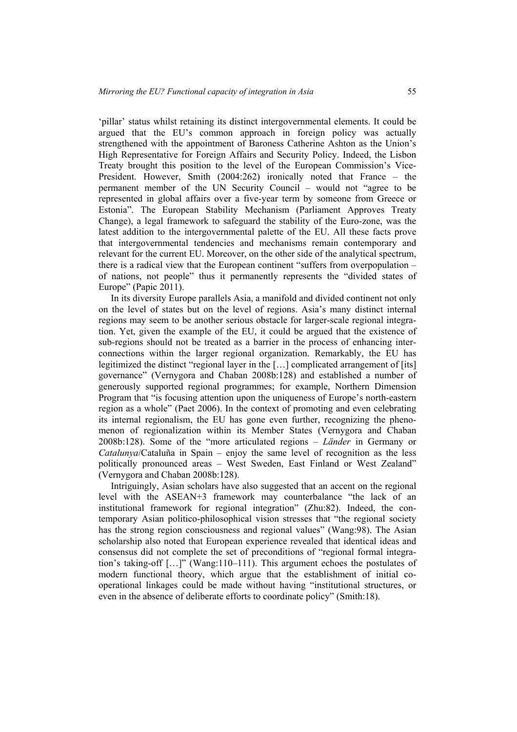'pillar' status whilst retaining its distinct intergovernmental elements. It could be argued that the EU's common approach in foreign policy was actually strengthened with the appointment of Baroness Catherine Ashton as the Union's High Representative for Foreign Affairs and Security Policy. Indeed, the Lisbon Treaty brought this position to the level of the European Commission's Vice-President. However, Smith (2004:262) ironically noted that France – the permanent member of the UN Security Council – would not "agree to be represented in global affairs over a five-year term by someone from Greece or Estonia". The European Stability Mechanism (Parliament Approves Treaty Change), a legal framework to safeguard the stability of the Euro-zone, was the latest addition to the intergovernmental palette of the EU. All these facts prove that intergovernmental tendencies and mechanisms remain contemporary and relevant for the current EU. Moreover, on the other side of the analytical spectrum, there is a radical view that the European continent "suffers from overpopulation – of nations, not people" thus it permanently represents the "divided states of Europe" (Papic 2011).

In its diversity Europe parallels Asia, a manifold and divided continent not only on the level of states but on the level of regions. Asia's many distinct internal regions may seem to be another serious obstacle for larger-scale regional integration. Yet, given the example of the EU, it could be argued that the existence of sub-regions should not be treated as a barrier in the process of enhancing interconnections within the larger regional organization. Remarkably, the EU has legitimized the distinct "regional layer in the […] complicated arrangement of [its] governance" (Vernygora and Chaban 2008b:128) and established a number of generously supported regional programmes; for example, Northern Dimension Program that "is focusing attention upon the uniqueness of Europe's north-eastern region as a whole" (Paet 2006). In the context of promoting and even celebrating its internal regionalism, the EU has gone even further, recognizing the phenomenon of regionalization within its Member States (Vernygora and Chaban 2008b:128). Some of the "more articulated regions – *Länder* in Germany or *Catalunya*/Cataluña in Spain – enjoy the same level of recognition as the less politically pronounced areas – West Sweden, East Finland or West Zealand" (Vernygora and Chaban 2008b:128).

Intriguingly, Asian scholars have also suggested that an accent on the regional level with the ASEAN+3 framework may counterbalance "the lack of an institutional framework for regional integration" (Zhu:82). Indeed, the contemporary Asian politico-philosophical vision stresses that "the regional society has the strong region consciousness and regional values" (Wang:98). The Asian scholarship also noted that European experience revealed that identical ideas and consensus did not complete the set of preconditions of "regional formal integration's taking-off […]" (Wang:110–111). This argument echoes the postulates of modern functional theory, which argue that the establishment of initial co-operational linkages could be made without having "institutional structures, or even in the absence of deliberate efforts to coordinate policy" (Smith:18).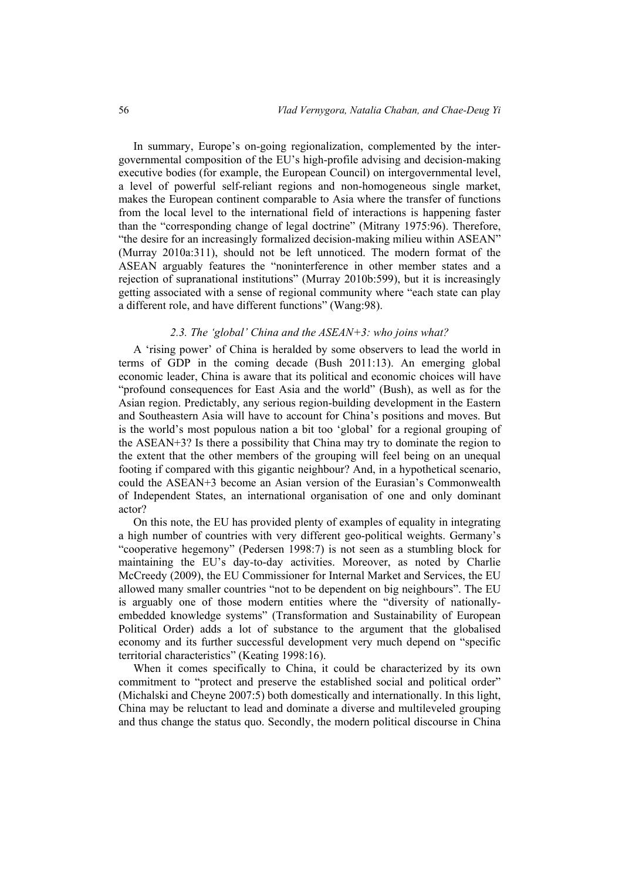In summary, Europe's on-going regionalization, complemented by the intergovernmental composition of the EU's high-profile advising and decision-making executive bodies (for example, the European Council) on intergovernmental level, a level of powerful self-reliant regions and non-homogeneous single market, makes the European continent comparable to Asia where the transfer of functions from the local level to the international field of interactions is happening faster than the "corresponding change of legal doctrine" (Mitrany 1975:96). Therefore, "the desire for an increasingly formalized decision-making milieu within ASEAN" (Murray 2010a:311), should not be left unnoticed. The modern format of the ASEAN arguably features the "noninterference in other member states and a rejection of supranational institutions" (Murray 2010b:599), but it is increasingly getting associated with a sense of regional community where "each state can play a different role, and have different functions" (Wang:98).

### *2.3. The 'global' China and the ASEAN+3: who joins what?*

A 'rising power' of China is heralded by some observers to lead the world in terms of GDP in the coming decade (Bush 2011:13). An emerging global economic leader, China is aware that its political and economic choices will have "profound consequences for East Asia and the world" (Bush), as well as for the Asian region. Predictably, any serious region-building development in the Eastern and Southeastern Asia will have to account for China's positions and moves. But is the world's most populous nation a bit too 'global' for a regional grouping of the ASEAN+3? Is there a possibility that China may try to dominate the region to the extent that the other members of the grouping will feel being on an unequal footing if compared with this gigantic neighbour? And, in a hypothetical scenario, could the ASEAN+3 become an Asian version of the Eurasian's Commonwealth of Independent States, an international organisation of one and only dominant actor?

On this note, the EU has provided plenty of examples of equality in integrating a high number of countries with very different geo-political weights. Germany's "cooperative hegemony" (Pedersen 1998:7) is not seen as a stumbling block for maintaining the EU's day-to-day activities. Moreover, as noted by Charlie McCreedy (2009), the EU Commissioner for Internal Market and Services, the EU allowed many smaller countries "not to be dependent on big neighbours". The EU is arguably one of those modern entities where the "diversity of nationally-embedded knowledge systems" (Transformation and Sustainability of European Political Order) adds a lot of substance to the argument that the globalised economy and its further successful development very much depend on "specific territorial characteristics" (Keating 1998:16).

When it comes specifically to China, it could be characterized by its own commitment to "protect and preserve the established social and political order" (Michalski and Cheyne 2007:5) both domestically and internationally. In this light, China may be reluctant to lead and dominate a diverse and multileveled grouping and thus change the status quo. Secondly, the modern political discourse in China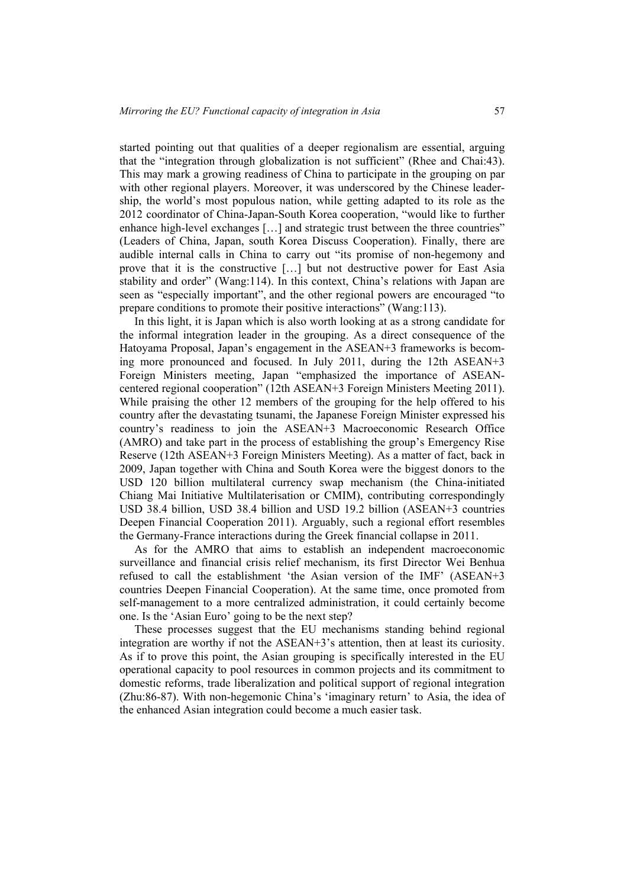started pointing out that qualities of a deeper regionalism are essential, arguing that the "integration through globalization is not sufficient" (Rhee and Chai:43). This may mark a growing readiness of China to participate in the grouping on par with other regional players. Moreover, it was underscored by the Chinese leadership, the world's most populous nation, while getting adapted to its role as the 2012 coordinator of China-Japan-South Korea cooperation, "would like to further enhance high-level exchanges […] and strategic trust between the three countries" (Leaders of China, Japan, south Korea Discuss Cooperation). Finally, there are audible internal calls in China to carry out "its promise of non-hegemony and prove that it is the constructive […] but not destructive power for East Asia stability and order" (Wang:114). In this context, China's relations with Japan are seen as "especially important", and the other regional powers are encouraged "to prepare conditions to promote their positive interactions" (Wang:113).

In this light, it is Japan which is also worth looking at as a strong candidate for the informal integration leader in the grouping. As a direct consequence of the Hatoyama Proposal, Japan's engagement in the ASEAN+3 frameworks is becoming more pronounced and focused. In July 2011, during the 12th ASEAN+3 Foreign Ministers meeting, Japan "emphasized the importance of ASEAN-centered regional cooperation" (12th ASEAN+3 Foreign Ministers Meeting 2011). While praising the other 12 members of the grouping for the help offered to his country after the devastating tsunami, the Japanese Foreign Minister expressed his country's readiness to join the ASEAN+3 Macroeconomic Research Office (AMRO) and take part in the process of establishing the group's Emergency Rise Reserve (12th ASEAN+3 Foreign Ministers Meeting). As a matter of fact, back in 2009, Japan together with China and South Korea were the biggest donors to the USD 120 billion multilateral currency swap mechanism (the China-initiated Chiang Mai Initiative Multilaterisation or CMIM), contributing correspondingly USD 38.4 billion, USD 38.4 billion and USD 19.2 billion (ASEAN+3 countries Deepen Financial Cooperation 2011). Arguably, such a regional effort resembles the Germany-France interactions during the Greek financial collapse in 2011.

As for the AMRO that aims to establish an independent macroeconomic surveillance and financial crisis relief mechanism, its first Director Wei Benhua refused to call the establishment 'the Asian version of the IMF' (ASEAN+3 countries Deepen Financial Cooperation). At the same time, once promoted from self-management to a more centralized administration, it could certainly become one. Is the 'Asian Euro' going to be the next step?

These processes suggest that the EU mechanisms standing behind regional integration are worthy if not the ASEAN+3's attention, then at least its curiosity. As if to prove this point, the Asian grouping is specifically interested in the EU operational capacity to pool resources in common projects and its commitment to domestic reforms, trade liberalization and political support of regional integration (Zhu:86-87). With non-hegemonic China's 'imaginary return' to Asia, the idea of the enhanced Asian integration could become a much easier task.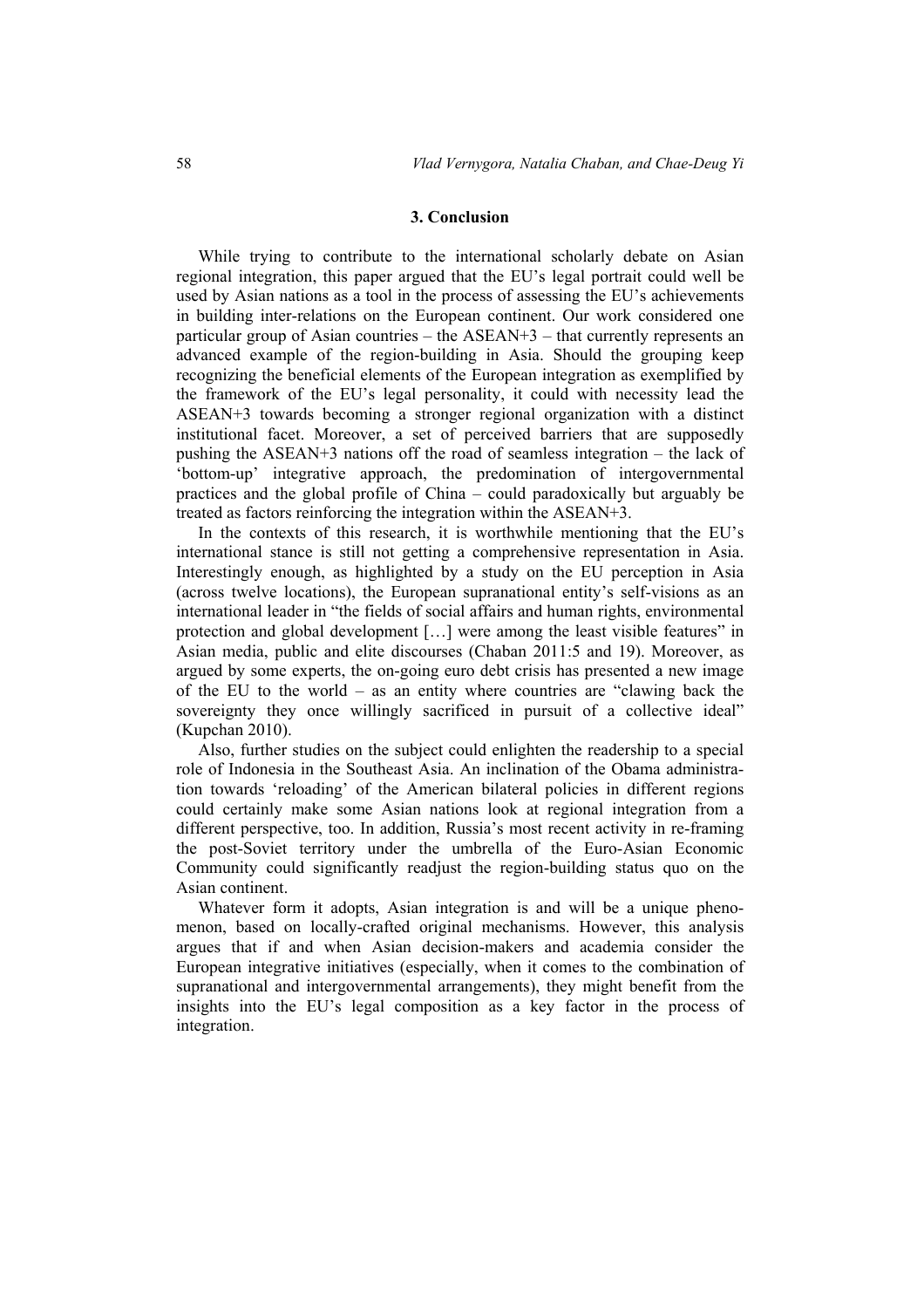## 3. Conclusion

While trying to contribute to the international scholarly debate on Asian regional integration, this paper argued that the EU's legal portrait could well be used by Asian nations as a tool in the process of assessing the EU's achievements in building inter-relations on the European continent. Our work considered one particular group of Asian countries – the ASEAN+3 – that currently represents an advanced example of the region-building in Asia. Should the grouping keep recognizing the beneficial elements of the European integration as exemplified by the framework of the EU's legal personality, it could with necessity lead the ASEAN+3 towards becoming a stronger regional organization with a distinct institutional facet. Moreover, a set of perceived barriers that are supposedly pushing the ASEAN+3 nations off the road of seamless integration – the lack of 'bottom-up' integrative approach, the predomination of intergovernmental practices and the global profile of China – could paradoxically but arguably be treated as factors reinforcing the integration within the ASEAN+3.

In the contexts of this research, it is worthwhile mentioning that the EU's international stance is still not getting a comprehensive representation in Asia. Interestingly enough, as highlighted by a study on the EU perception in Asia (across twelve locations), the European supranational entity's self-visions as an international leader in "the fields of social affairs and human rights, environmental protection and global development […] were among the least visible features" in Asian media, public and elite discourses (Chaban 2011:5 and 19). Moreover, as argued by some experts, the on-going euro debt crisis has presented a new image of the EU to the world – as an entity where countries are "clawing back the sovereignty they once willingly sacrificed in pursuit of a collective ideal" (Kupchan 2010).

Also, further studies on the subject could enlighten the readership to a special role of Indonesia in the Southeast Asia. An inclination of the Obama administration towards 'reloading' of the American bilateral policies in different regions could certainly make some Asian nations look at regional integration from a different perspective, too. In addition, Russia's most recent activity in re-framing the post-Soviet territory under the umbrella of the Euro-Asian Economic Community could significantly readjust the region-building status quo on the Asian continent.

Whatever form it adopts, Asian integration is and will be a unique phenomenon, based on locally-crafted original mechanisms. However, this analysis argues that if and when Asian decision-makers and academia consider the European integrative initiatives (especially, when it comes to the combination of supranational and intergovernmental arrangements), they might benefit from the insights into the EU's legal composition as a key factor in the process of integration.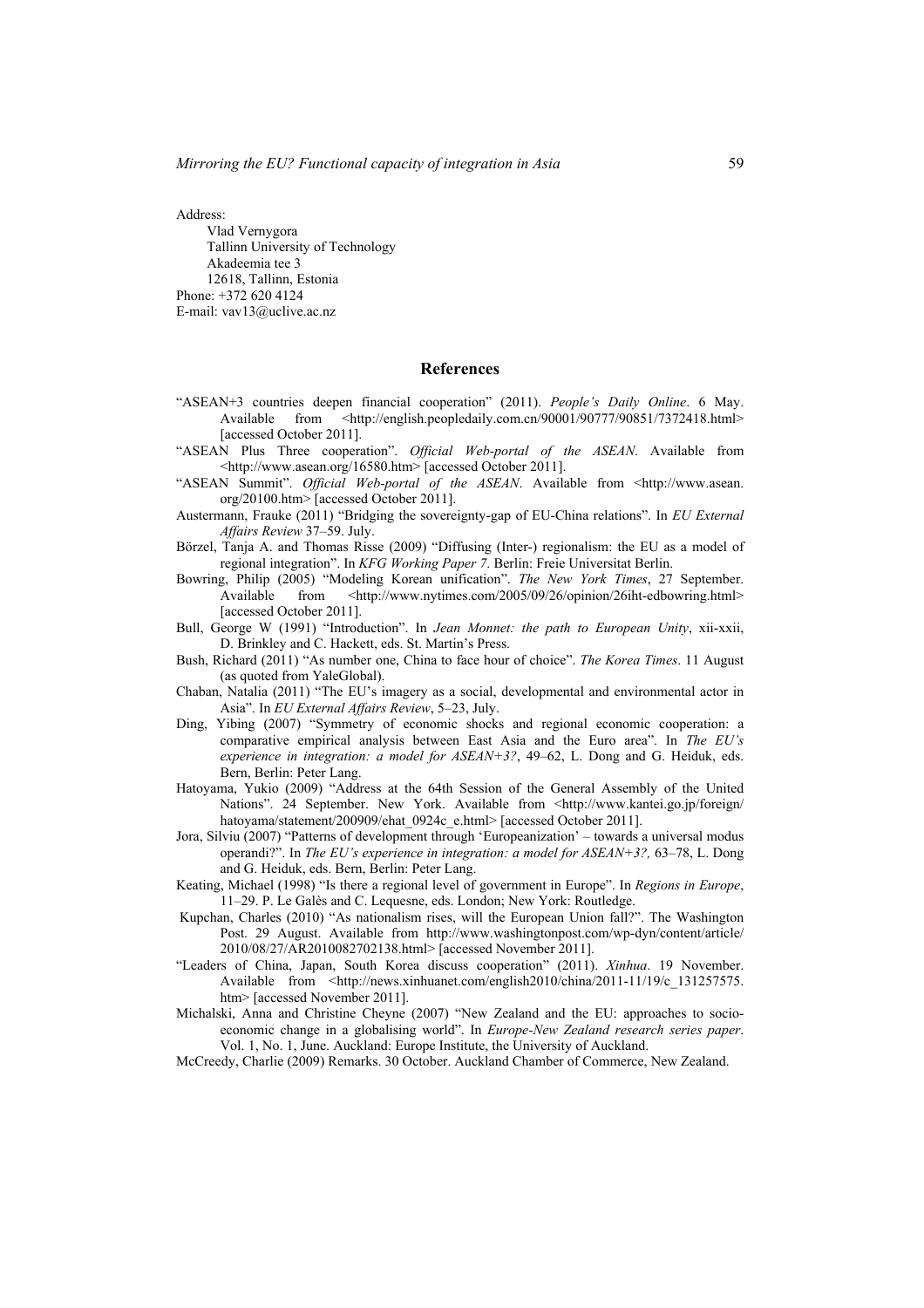Address:
Vlad Vernygora
Tallinn University of Technology
Akadeemia tee 3
12618, Tallinn, Estonia
Phone: +372 620 4124
E-mail: vav13@uclive.ac.nz

## References

"ASEAN+3 countries deepen financial cooperation" (2011). *People's Daily Online*. 6 May. Available from <http://english.peopledaily.com.cn/90001/90777/90851/7372418.html> [accessed October 2011].

"ASEAN Plus Three cooperation". *Official Web-portal of the ASEAN*. Available from <http://www.asean.org/16580.htm> [accessed October 2011].

"ASEAN Summit". *Official Web-portal of the ASEAN*. Available from <http://www.asean.org/20100.htm> [accessed October 2011].

Austermann, Frauke (2011) "Bridging the sovereignty-gap of EU-China relations". In *EU External Affairs Review* 37–59. July.

Börzel, Tanja A. and Thomas Risse (2009) "Diffusing (Inter-) regionalism: the EU as a model of regional integration". In *KFG Working Paper 7*. Berlin: Freie Universitat Berlin.

Bowring, Philip (2005) "Modeling Korean unification". *The New York Times*, 27 September. Available from <http://www.nytimes.com/2005/09/26/opinion/26iht-edbowring.html> [accessed October 2011].

Bull, George W (1991) "Introduction". In *Jean Monnet: the path to European Unity*, xii-xxii, D. Brinkley and C. Hackett, eds. St. Martin's Press.

Bush, Richard (2011) "As number one, China to face hour of choice". *The Korea Times*. 11 August (as quoted from YaleGlobal).

Chaban, Natalia (2011) "The EU's imagery as a social, developmental and environmental actor in Asia". In *EU External Affairs Review*, 5–23, July.

Ding, Yibing (2007) "Symmetry of economic shocks and regional economic cooperation: a comparative empirical analysis between East Asia and the Euro area". In *The EU's experience in integration: a model for ASEAN+3?*, 49–62, L. Dong and G. Heiduk, eds. Bern, Berlin: Peter Lang.

Hatoyama, Yukio (2009) "Address at the 64th Session of the General Assembly of the United Nations". 24 September. New York. Available from <http://www.kantei.go.jp/foreign/hatoyama/statement/200909/ehat_0924c_e.html> [accessed October 2011].

Jora, Silviu (2007) "Patterns of development through 'Europeanization' – towards a universal modus operandi?". In *The EU's experience in integration: a model for ASEAN+3?,* 63–78, L. Dong and G. Heiduk, eds. Bern, Berlin: Peter Lang.

Keating, Michael (1998) "Is there a regional level of government in Europe". In *Regions in Europe*, 11–29. P. Le Galès and C. Lequesne, eds. London; New York: Routledge.

Kupchan, Charles (2010) "As nationalism rises, will the European Union fall?". The Washington Post. 29 August. Available from http://www.washingtonpost.com/wp-dyn/content/article/2010/08/27/AR2010082702138.html> [accessed November 2011].

"Leaders of China, Japan, South Korea discuss cooperation" (2011). *Xinhua*. 19 November. Available from <http://news.xinhuanet.com/english2010/china/2011-11/19/c_131257575.htm> [accessed November 2011].

Michalski, Anna and Christine Cheyne (2007) "New Zealand and the EU: approaches to socio-economic change in a globalising world". In *Europe-New Zealand research series paper*. Vol. 1, No. 1, June. Auckland: Europe Institute, the University of Auckland.

McCreedy, Charlie (2009) Remarks. 30 October. Auckland Chamber of Commerce, New Zealand.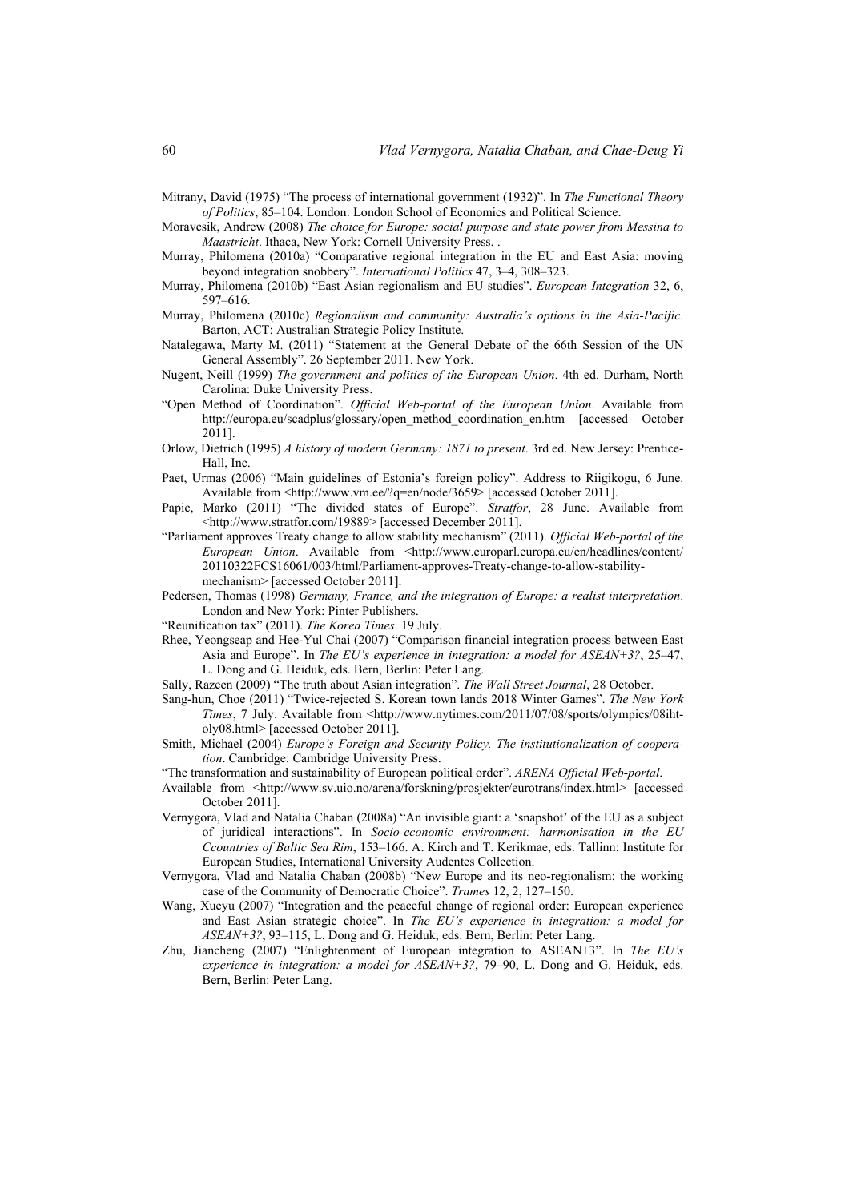Mitrany, David (1975) "The process of international government (1932)". In *The Functional Theory of Politics*, 85–104. London: London School of Economics and Political Science.

Moravcsik, Andrew (2008) *The choice for Europe: social purpose and state power from Messina to Maastricht*. Ithaca, New York: Cornell University Press. .

Murray, Philomena (2010a) "Comparative regional integration in the EU and East Asia: moving beyond integration snobbery". *International Politics* 47, 3–4, 308–323.

Murray, Philomena (2010b) "East Asian regionalism and EU studies". *European Integration* 32, 6, 597–616.

Murray, Philomena (2010c) *Regionalism and community: Australia's options in the Asia-Pacific*. Barton, ACT: Australian Strategic Policy Institute.

Natalegawa, Marty M. (2011) "Statement at the General Debate of the 66th Session of the UN General Assembly". 26 September 2011. New York.

Nugent, Neill (1999) *The government and politics of the European Union*. 4th ed. Durham, North Carolina: Duke University Press.

"Open Method of Coordination". *Official Web-portal of the European Union*. Available from http://europa.eu/scadplus/glossary/open_method_coordination_en.htm [accessed October 2011].

Orlow, Dietrich (1995) *A history of modern Germany: 1871 to present*. 3rd ed. New Jersey: Prentice-Hall, Inc.

Paet, Urmas (2006) "Main guidelines of Estonia's foreign policy". Address to Riigikogu, 6 June. Available from <http://www.vm.ee/?q=en/node/3659> [accessed October 2011].

Papic, Marko (2011) "The divided states of Europe". *Stratfor*, 28 June. Available from <http://www.stratfor.com/19889> [accessed December 2011].

"Parliament approves Treaty change to allow stability mechanism" (2011). *Official Web-portal of the European Union*. Available from <http://www.europarl.europa.eu/en/headlines/content/20110322FCS16061/003/html/Parliament-approves-Treaty-change-to-allow-stability-mechanism> [accessed October 2011].

Pedersen, Thomas (1998) *Germany, France, and the integration of Europe: a realist interpretation*. London and New York: Pinter Publishers.

"Reunification tax" (2011). *The Korea Times*. 19 July.

Rhee, Yeongseap and Hee-Yul Chai (2007) "Comparison financial integration process between East Asia and Europe". In *The EU's experience in integration: a model for ASEAN+3?*, 25–47, L. Dong and G. Heiduk, eds. Bern, Berlin: Peter Lang.

Sally, Razeen (2009) "The truth about Asian integration". *The Wall Street Journal*, 28 October.

Sang-hun, Choe (2011) "Twice-rejected S. Korean town lands 2018 Winter Games". *The New York Times*, 7 July. Available from <http://www.nytimes.com/2011/07/08/sports/olympics/08iht-oly08.html> [accessed October 2011].

Smith, Michael (2004) *Europe's Foreign and Security Policy. The institutionalization of cooperation*. Cambridge: Cambridge University Press.

"The transformation and sustainability of European political order". *ARENA Official Web-portal*. Available from <http://www.sv.uio.no/arena/forskning/prosjekter/eurotrans/index.html> [accessed October 2011].

Vernygora, Vlad and Natalia Chaban (2008a) "An invisible giant: a 'snapshot' of the EU as a subject of juridical interactions". In *Socio-economic environment: harmonisation in the EU Ccountries of Baltic Sea Rim*, 153–166. A. Kirch and T. Kerikmae, eds. Tallinn: Institute for European Studies, International University Audentes Collection.

Vernygora, Vlad and Natalia Chaban (2008b) "New Europe and its neo-regionalism: the working case of the Community of Democratic Choice". *Trames* 12, 2, 127–150.

Wang, Xueyu (2007) "Integration and the peaceful change of regional order: European experience and East Asian strategic choice". In *The EU's experience in integration: a model for ASEAN+3?*, 93–115, L. Dong and G. Heiduk, eds. Bern, Berlin: Peter Lang.

Zhu, Jiancheng (2007) "Enlightenment of European integration to ASEAN+3". In *The EU's experience in integration: a model for ASEAN+3?*, 79–90, L. Dong and G. Heiduk, eds. Bern, Berlin: Peter Lang.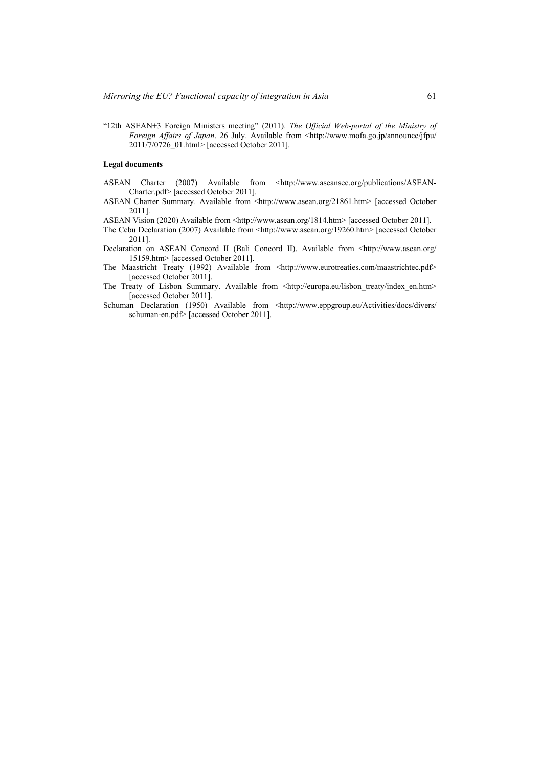"12th ASEAN+3 Foreign Ministers meeting" (2011). *The Official Web-portal of the Ministry of Foreign Affairs of Japan*. 26 July. Available from <http://www.mofa.go.jp/announce/jfpu/2011/7/0726_01.html> [accessed October 2011].

**Legal documents**

ASEAN Charter (2007) Available from <http://www.aseansec.org/publications/ASEAN-Charter.pdf> [accessed October 2011].

ASEAN Charter Summary. Available from <http://www.asean.org/21861.htm> [accessed October 2011].

ASEAN Vision (2020) Available from <http://www.asean.org/1814.htm> [accessed October 2011].

The Cebu Declaration (2007) Available from <http://www.asean.org/19260.htm> [accessed October 2011].

Declaration on ASEAN Concord II (Bali Concord II). Available from <http://www.asean.org/15159.htm> [accessed October 2011].

The Maastricht Treaty (1992) Available from <http://www.eurotreaties.com/maastrichtec.pdf> [accessed October 2011].

The Treaty of Lisbon Summary. Available from <http://europa.eu/lisbon_treaty/index_en.htm> [accessed October 2011].

Schuman Declaration (1950) Available from <http://www.eppgroup.eu/Activities/docs/divers/schuman-en.pdf> [accessed October 2011].